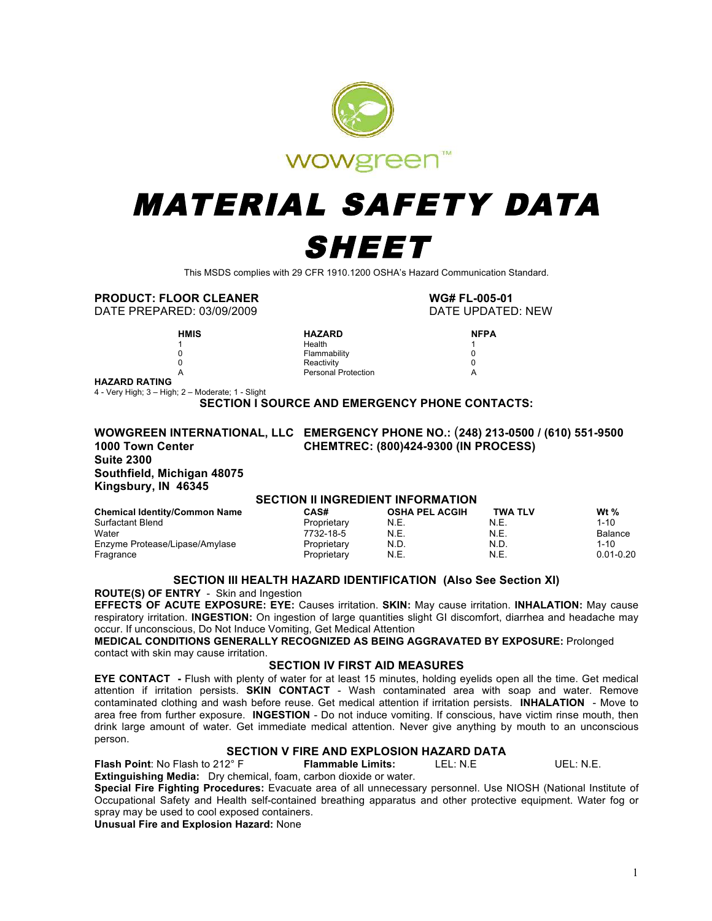wowgreen™

# MATERIAL SAFETY DATA SHEET

This MSDS complies with 29 CFR 1910.1200 OSHA's Hazard Communication Standard.

**PRODUCT: FLOOR CLEANER**
DATE PREPARED: 03/09/2009

**WG# FL-005-01**
DATE UPDATED: NEW

| HMIS | HAZARD | NFPA |
|---|---|---|
| 1 | Health | 1 |
| 0 | Flammability | 0 |
| 0 | Reactivity | 0 |
| A | Personal Protection | A |

**HAZARD RATING**
4 - Very High; 3 – High; 2 – Moderate; 1 - Slight

## SECTION I SOURCE AND EMERGENCY PHONE CONTACTS:

**WOWGREEN INTERNATIONAL, LLC**
**1000 Town Center**
**Suite 2300**
**Southfield, Michigan 48075**
**Kingsbury, IN 46345**

**EMERGENCY PHONE NO.: (248) 213-0500 / (610) 551-9500**
**CHEMTREC: (800)424-9300 (IN PROCESS)**

## SECTION II INGREDIENT INFORMATION

| Chemical Identity/Common Name | CAS# | OSHA PEL ACGIH | TWA TLV | Wt % |
|---|---|---|---|---|
| Surfactant Blend | Proprietary | N.E. | N.E. | 1-10 |
| Water | 7732-18-5 | N.E. | N.E. | Balance |
| Enzyme Protease/Lipase/Amylase | Proprietary | N.D. | N.D. | 1-10 |
| Fragrance | Proprietary | N.E. | N.E. | 0.01-0.20 |

## SECTION III HEALTH HAZARD IDENTIFICATION (Also See Section XI)

**ROUTE(S) OF ENTRY** - Skin and Ingestion

**EFFECTS OF ACUTE EXPOSURE: EYE:** Causes irritation. **SKIN:** May cause irritation. **INHALATION:** May cause respiratory irritation. **INGESTION:** On ingestion of large quantities slight GI discomfort, diarrhea and headache may occur. If unconscious, Do Not Induce Vomiting, Get Medical Attention

**MEDICAL CONDITIONS GENERALLY RECOGNIZED AS BEING AGGRAVATED BY EXPOSURE:** Prolonged contact with skin may cause irritation.

## SECTION IV FIRST AID MEASURES

**EYE CONTACT -** Flush with plenty of water for at least 15 minutes, holding eyelids open all the time. Get medical attention if irritation persists. **SKIN CONTACT** - Wash contaminated area with soap and water. Remove contaminated clothing and wash before reuse. Get medical attention if irritation persists. **INHALATION** - Move to area free from further exposure. **INGESTION** - Do not induce vomiting. If conscious, have victim rinse mouth, then drink large amount of water. Get immediate medical attention. Never give anything by mouth to an unconscious person.

## SECTION V FIRE AND EXPLOSION HAZARD DATA

**Flash Point**: No Flash to 212° F **Flammable Limits:** LEL: N.E UEL: N.E.

**Extinguishing Media:** Dry chemical, foam, carbon dioxide or water.

**Special Fire Fighting Procedures:** Evacuate area of all unnecessary personnel. Use NIOSH (National Institute of Occupational Safety and Health self-contained breathing apparatus and other protective equipment. Water fog or spray may be used to cool exposed containers.

**Unusual Fire and Explosion Hazard:** None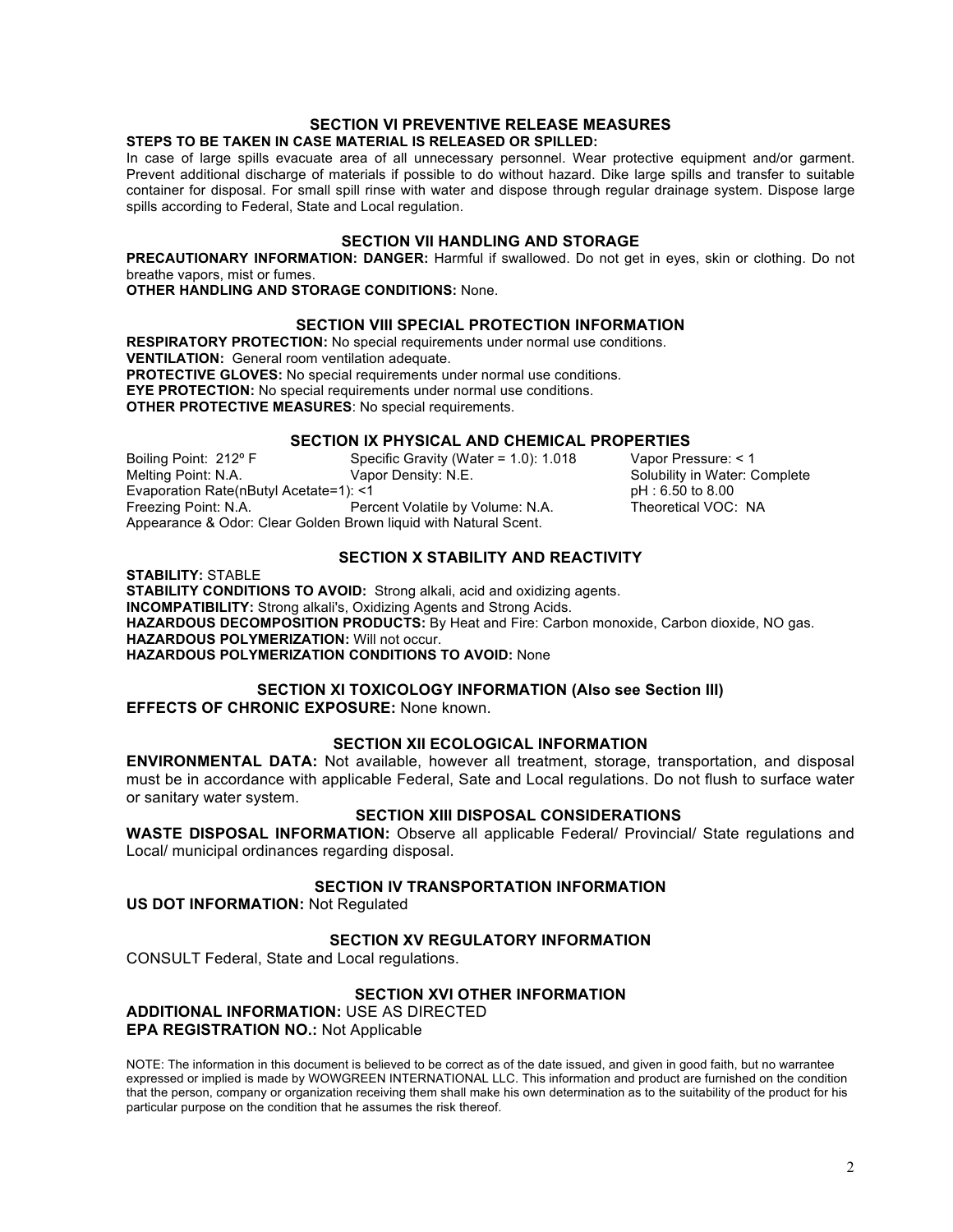## SECTION VI PREVENTIVE RELEASE MEASURES

**STEPS TO BE TAKEN IN CASE MATERIAL IS RELEASED OR SPILLED:**
In case of large spills evacuate area of all unnecessary personnel. Wear protective equipment and/or garment. Prevent additional discharge of materials if possible to do without hazard. Dike large spills and transfer to suitable container for disposal. For small spill rinse with water and dispose through regular drainage system. Dispose large spills according to Federal, State and Local regulation.

## SECTION VII HANDLING AND STORAGE

**PRECAUTIONARY INFORMATION: DANGER:** Harmful if swallowed. Do not get in eyes, skin or clothing. Do not breathe vapors, mist or fumes.
**OTHER HANDLING AND STORAGE CONDITIONS:** None.

## SECTION VIII SPECIAL PROTECTION INFORMATION

**RESPIRATORY PROTECTION:** No special requirements under normal use conditions.
**VENTILATION:** General room ventilation adequate.
**PROTECTIVE GLOVES:** No special requirements under normal use conditions.
**EYE PROTECTION:** No special requirements under normal use conditions.
**OTHER PROTECTIVE MEASURES**: No special requirements.

## SECTION IX PHYSICAL AND CHEMICAL PROPERTIES

Boiling Point: 212º F
Specific Gravity (Water = 1.0): 1.018
Vapor Pressure: < 1
Melting Point: N.A.
Vapor Density: N.E.
Solubility in Water: Complete
Evaporation Rate(nButyl Acetate=1): <1
pH : 6.50 to 8.00
Freezing Point: N.A.
Percent Volatile by Volume: N.A.
Theoretical VOC: NA
Appearance & Odor: Clear Golden Brown liquid with Natural Scent.

## SECTION X STABILITY AND REACTIVITY

**STABILITY:** STABLE
**STABILITY CONDITIONS TO AVOID:** Strong alkali, acid and oxidizing agents.
**INCOMPATIBILITY:** Strong alkali's, Oxidizing Agents and Strong Acids.
**HAZARDOUS DECOMPOSITION PRODUCTS:** By Heat and Fire: Carbon monoxide, Carbon dioxide, NO gas.
**HAZARDOUS POLYMERIZATION:** Will not occur.
**HAZARDOUS POLYMERIZATION CONDITIONS TO AVOID:** None

## SECTION XI TOXICOLOGY INFORMATION (Also see Section III)

**EFFECTS OF CHRONIC EXPOSURE:** None known.

## SECTION XII ECOLOGICAL INFORMATION

**ENVIRONMENTAL DATA:** Not available, however all treatment, storage, transportation, and disposal must be in accordance with applicable Federal, Sate and Local regulations. Do not flush to surface water or sanitary water system.

## SECTION XIII DISPOSAL CONSIDERATIONS

**WASTE DISPOSAL INFORMATION:** Observe all applicable Federal/ Provincial/ State regulations and Local/ municipal ordinances regarding disposal.

## SECTION IV TRANSPORTATION INFORMATION

**US DOT INFORMATION:** Not Regulated

## SECTION XV REGULATORY INFORMATION

CONSULT Federal, State and Local regulations.

## SECTION XVI OTHER INFORMATION

**ADDITIONAL INFORMATION:** USE AS DIRECTED
**EPA REGISTRATION NO.:** Not Applicable

NOTE: The information in this document is believed to be correct as of the date issued, and given in good faith, but no warrantee expressed or implied is made by WOWGREEN INTERNATIONAL LLC. This information and product are furnished on the condition that the person, company or organization receiving them shall make his own determination as to the suitability of the product for his particular purpose on the condition that he assumes the risk thereof.